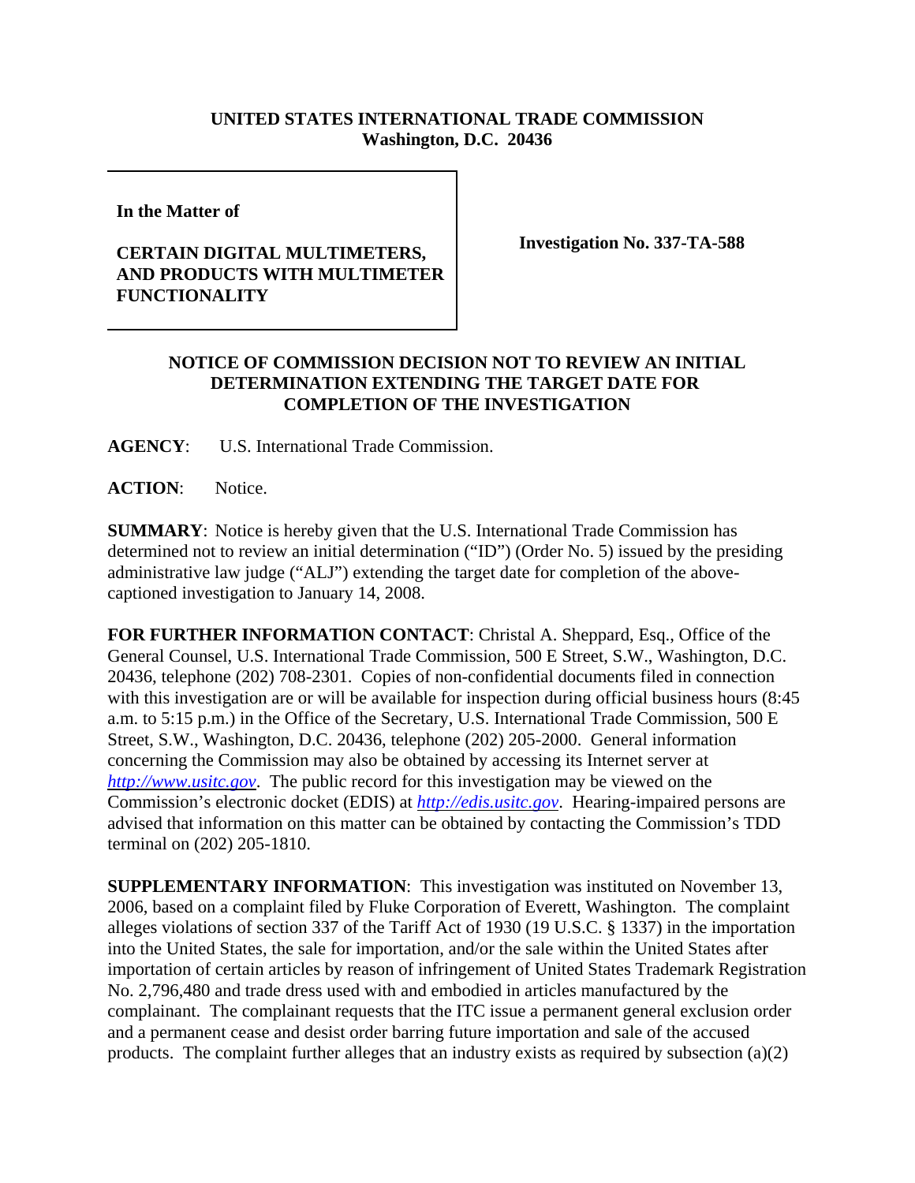**UNITED STATES INTERNATIONAL TRADE COMMISSION**
**Washington, D.C. 20436**

| | |
|---|---|
| **In the Matter of**<br><br>**CERTAIN DIGITAL MULTIMETERS, AND PRODUCTS WITH MULTIMETER FUNCTIONALITY** | **Investigation No. 337-TA-588** |

**NOTICE OF COMMISSION DECISION NOT TO REVIEW AN INITIAL DETERMINATION EXTENDING THE TARGET DATE FOR COMPLETION OF THE INVESTIGATION**

**AGENCY**: U.S. International Trade Commission.

**ACTION**: Notice.

**SUMMARY**: Notice is hereby given that the U.S. International Trade Commission has determined not to review an initial determination ("ID") (Order No. 5) issued by the presiding administrative law judge ("ALJ") extending the target date for completion of the above-captioned investigation to January 14, 2008.

**FOR FURTHER INFORMATION CONTACT**: Christal A. Sheppard, Esq., Office of the General Counsel, U.S. International Trade Commission, 500 E Street, S.W., Washington, D.C. 20436, telephone (202) 708-2301. Copies of non-confidential documents filed in connection with this investigation are or will be available for inspection during official business hours (8:45 a.m. to 5:15 p.m.) in the Office of the Secretary, U.S. International Trade Commission, 500 E Street, S.W., Washington, D.C. 20436, telephone (202) 205-2000. General information concerning the Commission may also be obtained by accessing its Internet server at *http://www.usitc.gov*. The public record for this investigation may be viewed on the Commission's electronic docket (EDIS) at *http://edis.usitc.gov*. Hearing-impaired persons are advised that information on this matter can be obtained by contacting the Commission's TDD terminal on (202) 205-1810.

**SUPPLEMENTARY INFORMATION**: This investigation was instituted on November 13, 2006, based on a complaint filed by Fluke Corporation of Everett, Washington. The complaint alleges violations of section 337 of the Tariff Act of 1930 (19 U.S.C. § 1337) in the importation into the United States, the sale for importation, and/or the sale within the United States after importation of certain articles by reason of infringement of United States Trademark Registration No. 2,796,480 and trade dress used with and embodied in articles manufactured by the complainant. The complainant requests that the ITC issue a permanent general exclusion order and a permanent cease and desist order barring future importation and sale of the accused products. The complaint further alleges that an industry exists as required by subsection (a)(2)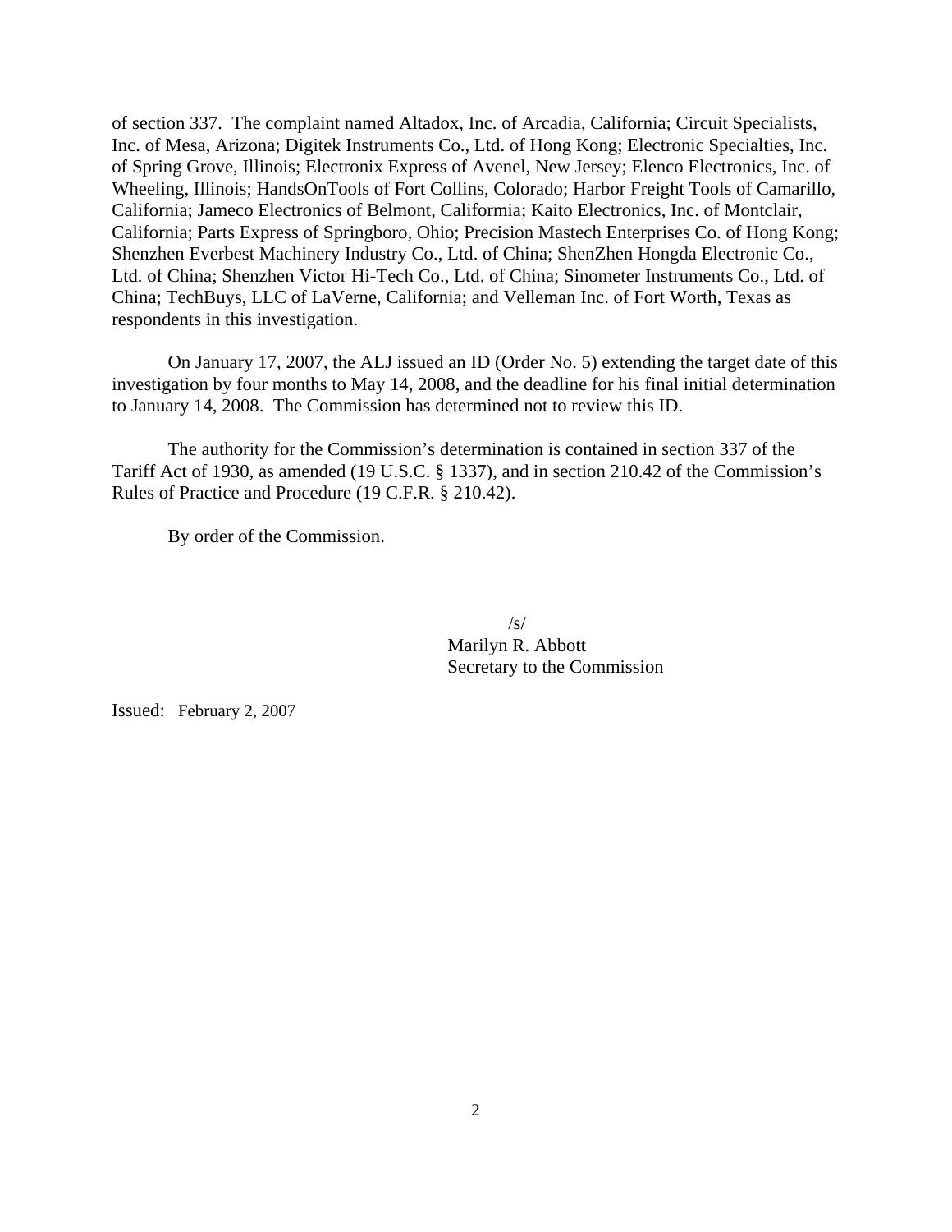of section 337. The complaint named Altadox, Inc. of Arcadia, California; Circuit Specialists, Inc. of Mesa, Arizona; Digitek Instruments Co., Ltd. of Hong Kong; Electronic Specialties, Inc. of Spring Grove, Illinois; Electronix Express of Avenel, New Jersey; Elenco Electronics, Inc. of Wheeling, Illinois; HandsOnTools of Fort Collins, Colorado; Harbor Freight Tools of Camarillo, California; Jameco Electronics of Belmont, Califormia; Kaito Electronics, Inc. of Montclair, California; Parts Express of Springboro, Ohio; Precision Mastech Enterprises Co. of Hong Kong; Shenzhen Everbest Machinery Industry Co., Ltd. of China; ShenZhen Hongda Electronic Co., Ltd. of China; Shenzhen Victor Hi-Tech Co., Ltd. of China; Sinometer Instruments Co., Ltd. of China; TechBuys, LLC of LaVerne, California; and Velleman Inc. of Fort Worth, Texas as respondents in this investigation.

On January 17, 2007, the ALJ issued an ID (Order No. 5) extending the target date of this investigation by four months to May 14, 2008, and the deadline for his final initial determination to January 14, 2008. The Commission has determined not to review this ID.

The authority for the Commission's determination is contained in section 337 of the Tariff Act of 1930, as amended (19 U.S.C. § 1337), and in section 210.42 of the Commission's Rules of Practice and Procedure (19 C.F.R. § 210.42).

By order of the Commission.

/s/
Marilyn R. Abbott
Secretary to the Commission

Issued: February 2, 2007